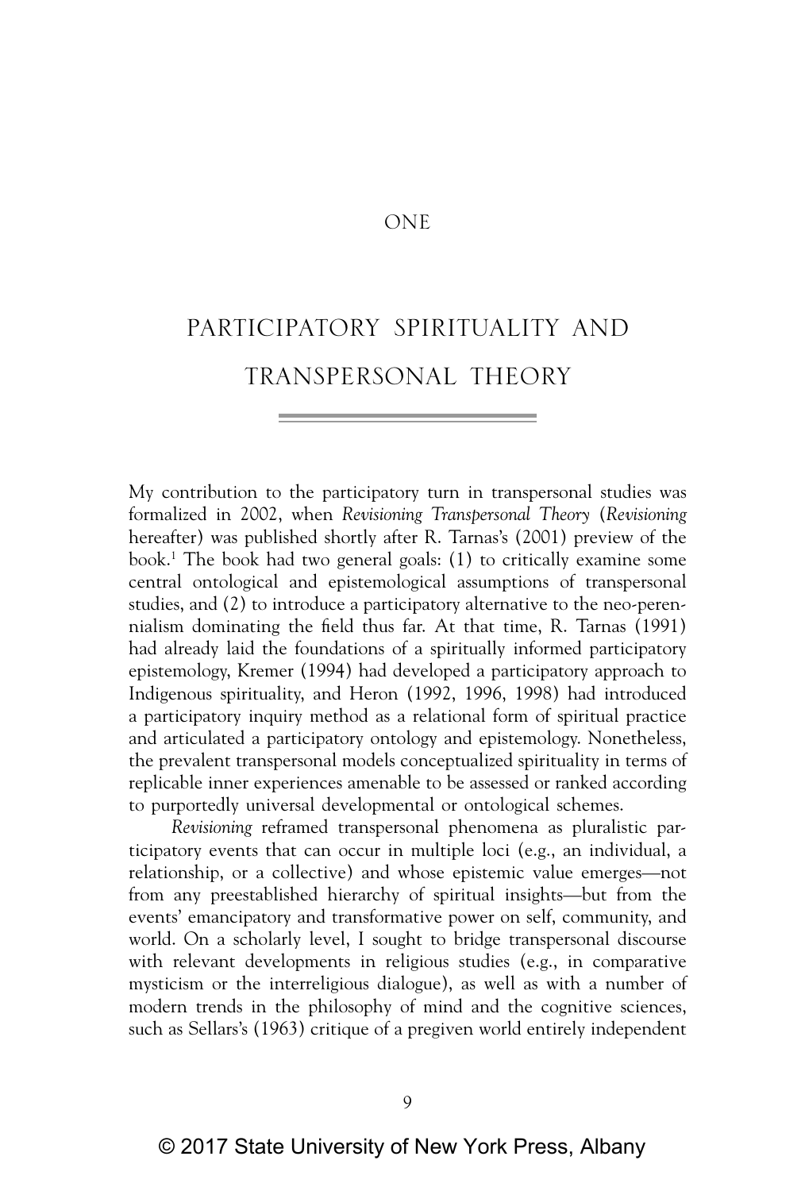# ONE

# PARTICIPATORY SPIRITUALITY AND TRANSPERSONAL THEORY

My contribution to the participatory turn in transpersonal studies was formalized in 2002, when *Revisioning Transpersonal Theory* (*Revisioning* hereafter) was published shortly after R. Tarnas's (2001) preview of the book.[1] The book had two general goals: (1) to critically examine some central ontological and epistemological assumptions of transpersonal studies, and (2) to introduce a participatory alternative to the neo-perennialism dominating the field thus far. At that time, R. Tarnas (1991) had already laid the foundations of a spiritually informed participatory epistemology, Kremer (1994) had developed a participatory approach to Indigenous spirituality, and Heron (1992, 1996, 1998) had introduced a participatory inquiry method as a relational form of spiritual practice and articulated a participatory ontology and epistemology. Nonetheless, the prevalent transpersonal models conceptualized spirituality in terms of replicable inner experiences amenable to be assessed or ranked according to purportedly universal developmental or ontological schemes.

*Revisioning* reframed transpersonal phenomena as pluralistic participatory events that can occur in multiple loci (e.g., an individual, a relationship, or a collective) and whose epistemic value emerges—not from any preestablished hierarchy of spiritual insights—but from the events' emancipatory and transformative power on self, community, and world. On a scholarly level, I sought to bridge transpersonal discourse with relevant developments in religious studies (e.g., in comparative mysticism or the interreligious dialogue), as well as with a number of modern trends in the philosophy of mind and the cognitive sciences, such as Sellars's (1963) critique of a pregiven world entirely independent

© 2017 State University of New York Press, Albany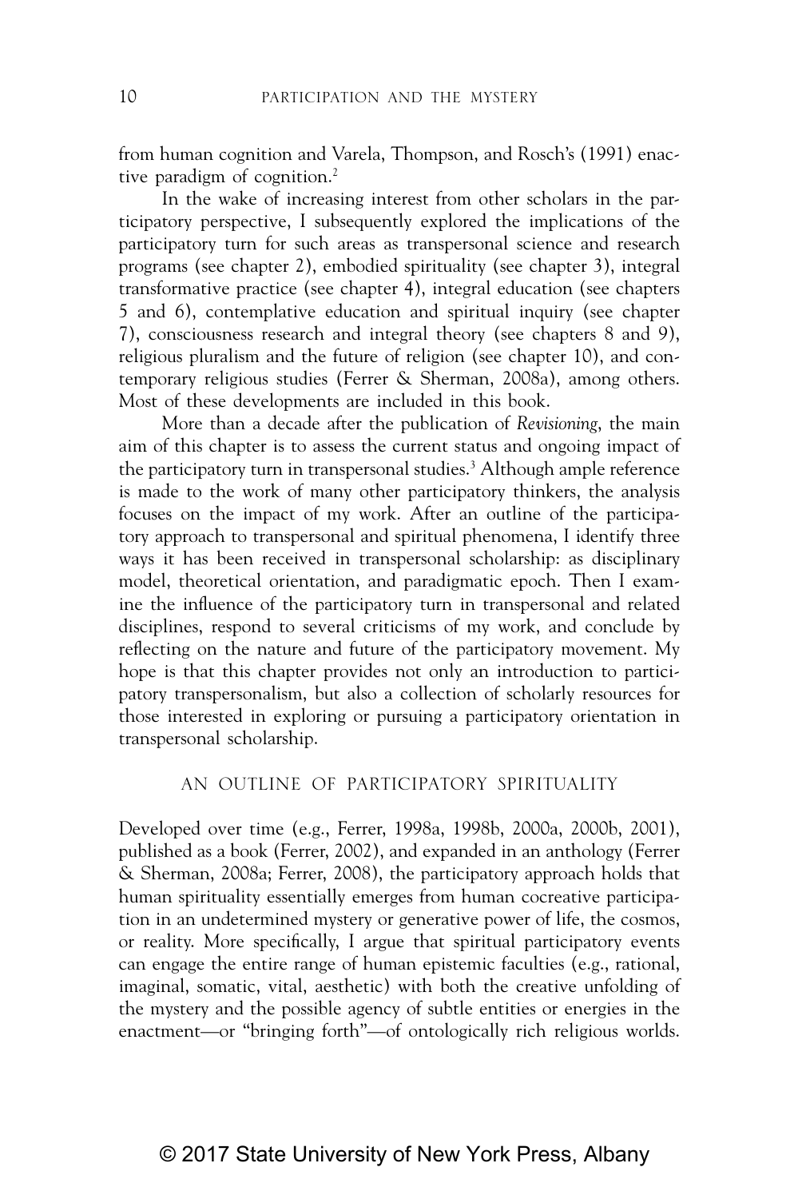from human cognition and Varela, Thompson, and Rosch's (1991) enactive paradigm of cognition.[2]

In the wake of increasing interest from other scholars in the participatory perspective, I subsequently explored the implications of the participatory turn for such areas as transpersonal science and research programs (see chapter 2), embodied spirituality (see chapter 3), integral transformative practice (see chapter 4), integral education (see chapters 5 and 6), contemplative education and spiritual inquiry (see chapter 7), consciousness research and integral theory (see chapters 8 and 9), religious pluralism and the future of religion (see chapter 10), and contemporary religious studies (Ferrer & Sherman, 2008a), among others. Most of these developments are included in this book.

More than a decade after the publication of *Revisioning*, the main aim of this chapter is to assess the current status and ongoing impact of the participatory turn in transpersonal studies.[3] Although ample reference is made to the work of many other participatory thinkers, the analysis focuses on the impact of my work. After an outline of the participatory approach to transpersonal and spiritual phenomena, I identify three ways it has been received in transpersonal scholarship: as disciplinary model, theoretical orientation, and paradigmatic epoch. Then I examine the influence of the participatory turn in transpersonal and related disciplines, respond to several criticisms of my work, and conclude by reflecting on the nature and future of the participatory movement. My hope is that this chapter provides not only an introduction to participatory transpersonalism, but also a collection of scholarly resources for those interested in exploring or pursuing a participatory orientation in transpersonal scholarship.

## AN OUTLINE OF PARTICIPATORY SPIRITUALITY

Developed over time (e.g., Ferrer, 1998a, 1998b, 2000a, 2000b, 2001), published as a book (Ferrer, 2002), and expanded in an anthology (Ferrer & Sherman, 2008a; Ferrer, 2008), the participatory approach holds that human spirituality essentially emerges from human cocreative participation in an undetermined mystery or generative power of life, the cosmos, or reality. More specifically, I argue that spiritual participatory events can engage the entire range of human epistemic faculties (e.g., rational, imaginal, somatic, vital, aesthetic) with both the creative unfolding of the mystery and the possible agency of subtle entities or energies in the enactment—or "bringing forth"—of ontologically rich religious worlds.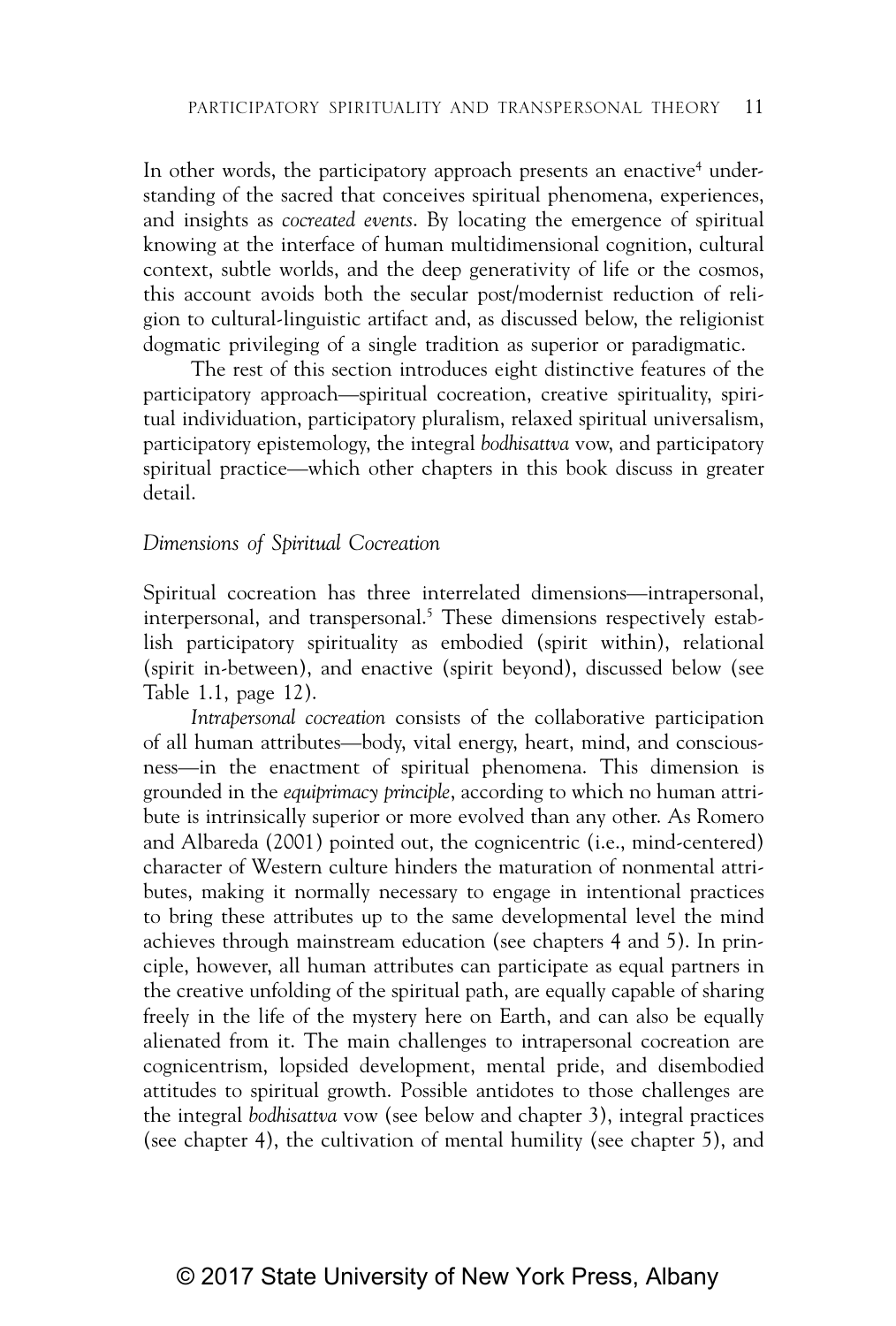In other words, the participatory approach presents an enactive[4] understanding of the sacred that conceives spiritual phenomena, experiences, and insights as *cocreated events*. By locating the emergence of spiritual knowing at the interface of human multidimensional cognition, cultural context, subtle worlds, and the deep generativity of life or the cosmos, this account avoids both the secular post/modernist reduction of religion to cultural-linguistic artifact and, as discussed below, the religionist dogmatic privileging of a single tradition as superior or paradigmatic.

The rest of this section introduces eight distinctive features of the participatory approach—spiritual cocreation, creative spirituality, spiritual individuation, participatory pluralism, relaxed spiritual universalism, participatory epistemology, the integral *bodhisattva* vow, and participatory spiritual practice—which other chapters in this book discuss in greater detail.

### *Dimensions of Spiritual Cocreation*

Spiritual cocreation has three interrelated dimensions—intrapersonal, interpersonal, and transpersonal.[5] These dimensions respectively establish participatory spirituality as embodied (spirit within), relational (spirit in-between), and enactive (spirit beyond), discussed below (see Table 1.1, page 12).

*Intrapersonal cocreation* consists of the collaborative participation of all human attributes—body, vital energy, heart, mind, and consciousness—in the enactment of spiritual phenomena. This dimension is grounded in the *equiprimacy principle*, according to which no human attribute is intrinsically superior or more evolved than any other. As Romero and Albareda (2001) pointed out, the cognicentric (i.e., mind-centered) character of Western culture hinders the maturation of nonmental attributes, making it normally necessary to engage in intentional practices to bring these attributes up to the same developmental level the mind achieves through mainstream education (see chapters 4 and 5). In principle, however, all human attributes can participate as equal partners in the creative unfolding of the spiritual path, are equally capable of sharing freely in the life of the mystery here on Earth, and can also be equally alienated from it. The main challenges to intrapersonal cocreation are cognicentrism, lopsided development, mental pride, and disembodied attitudes to spiritual growth. Possible antidotes to those challenges are the integral *bodhisattva* vow (see below and chapter 3), integral practices (see chapter 4), the cultivation of mental humility (see chapter 5), and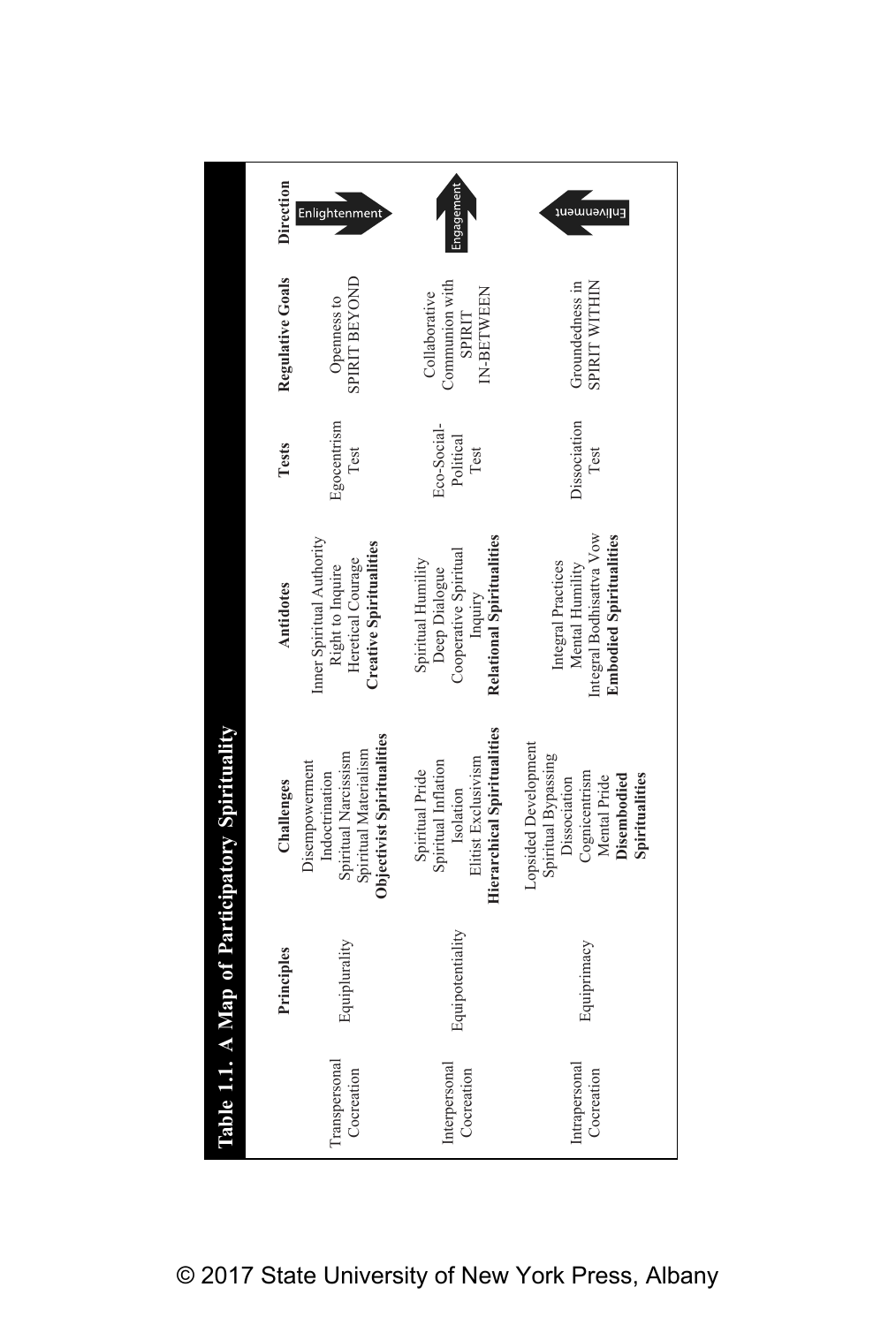**Table 1.1. A Map of Participatory Spirituality**

| | Principles | Challenges | Antidotes | Tests | Regulative Goals | Direction |
|---|---|---|---|---|---|---|
| Transpersonal Cocreation | Equiplurality | Disempowerment<br>Indoctrination<br>Spiritual Narcissism<br>Spiritual Materialism<br>**Objectivist Spiritualities** | Inner Spiritual Authority<br>Right to Inquire<br>Heretical Courage<br>**Creative Spiritualities** | Egocentrism Test | Openness to SPIRIT BEYOND | Enlightenment |
| Interpersonal Cocreation | Equipotentiality | Spiritual Pride<br>Spiritual Inflation<br>Isolation<br>Elitist Exclusivism<br>**Hierarchical Spiritualities** | Spiritual Humility<br>Deep Dialogue<br>Cooperative Spiritual Inquiry<br>**Relational Spiritualities** | Eco-Social-Political Test | Collaborative Communion with SPIRIT IN-BETWEEN | Engagement |
| Intrapersonal Cocreation | Equiprimacy | Lopsided Development<br>Spiritual Bypassing<br>Dissociation<br>Cognicentrism<br>Mental Pride<br>**Disembodied Spiritualities** | Integral Practices<br>Mental Humility<br>Integral Bodhisattva Vow<br>**Embodied Spiritualities** | Dissociation Test | Groundedness in SPIRIT WITHIN | Enlivenment |

© 2017 State University of New York Press, Albany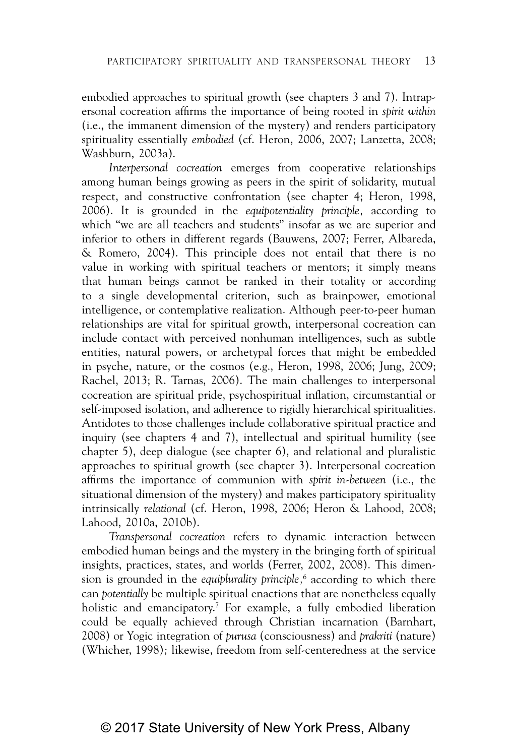embodied approaches to spiritual growth (see chapters 3 and 7). Intrapersonal cocreation affirms the importance of being rooted in *spirit within* (i.e., the immanent dimension of the mystery) and renders participatory spirituality essentially *embodied* (cf. Heron, 2006, 2007; Lanzetta, 2008; Washburn, 2003a).

*Interpersonal cocreation* emerges from cooperative relationships among human beings growing as peers in the spirit of solidarity, mutual respect, and constructive confrontation (see chapter 4; Heron, 1998, 2006). It is grounded in the *equipotentiality principle,* according to which "we are all teachers and students" insofar as we are superior and inferior to others in different regards (Bauwens, 2007; Ferrer, Albareda, & Romero, 2004). This principle does not entail that there is no value in working with spiritual teachers or mentors; it simply means that human beings cannot be ranked in their totality or according to a single developmental criterion, such as brainpower, emotional intelligence, or contemplative realization. Although peer-to-peer human relationships are vital for spiritual growth, interpersonal cocreation can include contact with perceived nonhuman intelligences, such as subtle entities, natural powers, or archetypal forces that might be embedded in psyche, nature, or the cosmos (e.g., Heron, 1998, 2006; Jung, 2009; Rachel, 2013; R. Tarnas, 2006). The main challenges to interpersonal cocreation are spiritual pride, psychospiritual inflation, circumstantial or self-imposed isolation, and adherence to rigidly hierarchical spiritualities. Antidotes to those challenges include collaborative spiritual practice and inquiry (see chapters 4 and 7), intellectual and spiritual humility (see chapter 5), deep dialogue (see chapter 6), and relational and pluralistic approaches to spiritual growth (see chapter 3). Interpersonal cocreation affirms the importance of communion with *spirit in-between* (i.e., the situational dimension of the mystery) and makes participatory spirituality intrinsically *relational* (cf. Heron, 1998, 2006; Heron & Lahood, 2008; Lahood, 2010a, 2010b).

*Transpersonal cocreation* refers to dynamic interaction between embodied human beings and the mystery in the bringing forth of spiritual insights, practices, states, and worlds (Ferrer, 2002, 2008). This dimension is grounded in the *equiplurality principle,*[6] according to which there can *potentially* be multiple spiritual enactions that are nonetheless equally holistic and emancipatory.[7] For example, a fully embodied liberation could be equally achieved through Christian incarnation (Barnhart, 2008) or Yogic integration of *purusa* (consciousness) and *prakriti* (nature) (Whicher, 1998); likewise, freedom from self-centeredness at the service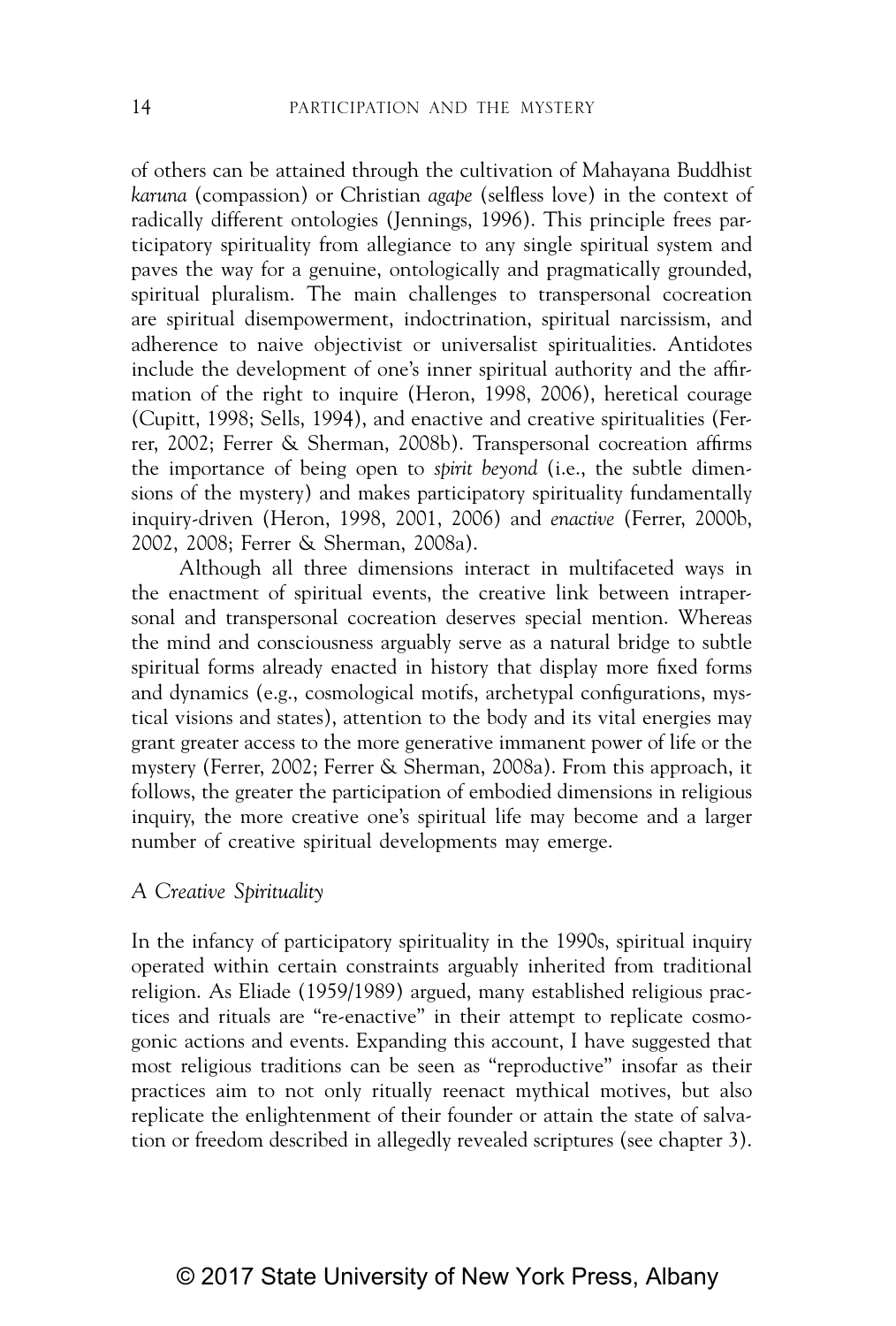of others can be attained through the cultivation of Mahayana Buddhist *karuna* (compassion) or Christian *agape* (selfless love) in the context of radically different ontologies (Jennings, 1996). This principle frees participatory spirituality from allegiance to any single spiritual system and paves the way for a genuine, ontologically and pragmatically grounded, spiritual pluralism. The main challenges to transpersonal cocreation are spiritual disempowerment, indoctrination, spiritual narcissism, and adherence to naive objectivist or universalist spiritualities. Antidotes include the development of one's inner spiritual authority and the affirmation of the right to inquire (Heron, 1998, 2006), heretical courage (Cupitt, 1998; Sells, 1994), and enactive and creative spiritualities (Ferrer, 2002; Ferrer & Sherman, 2008b). Transpersonal cocreation affirms the importance of being open to *spirit beyond* (i.e., the subtle dimensions of the mystery) and makes participatory spirituality fundamentally inquiry-driven (Heron, 1998, 2001, 2006) and *enactive* (Ferrer, 2000b, 2002, 2008; Ferrer & Sherman, 2008a).

Although all three dimensions interact in multifaceted ways in the enactment of spiritual events, the creative link between intrapersonal and transpersonal cocreation deserves special mention. Whereas the mind and consciousness arguably serve as a natural bridge to subtle spiritual forms already enacted in history that display more fixed forms and dynamics (e.g., cosmological motifs, archetypal configurations, mystical visions and states), attention to the body and its vital energies may grant greater access to the more generative immanent power of life or the mystery (Ferrer, 2002; Ferrer & Sherman, 2008a). From this approach, it follows, the greater the participation of embodied dimensions in religious inquiry, the more creative one's spiritual life may become and a larger number of creative spiritual developments may emerge.

### *A Creative Spirituality*

In the infancy of participatory spirituality in the 1990s, spiritual inquiry operated within certain constraints arguably inherited from traditional religion. As Eliade (1959/1989) argued, many established religious practices and rituals are "re-enactive" in their attempt to replicate cosmogonic actions and events. Expanding this account, I have suggested that most religious traditions can be seen as "reproductive" insofar as their practices aim to not only ritually reenact mythical motives, but also replicate the enlightenment of their founder or attain the state of salvation or freedom described in allegedly revealed scriptures (see chapter 3).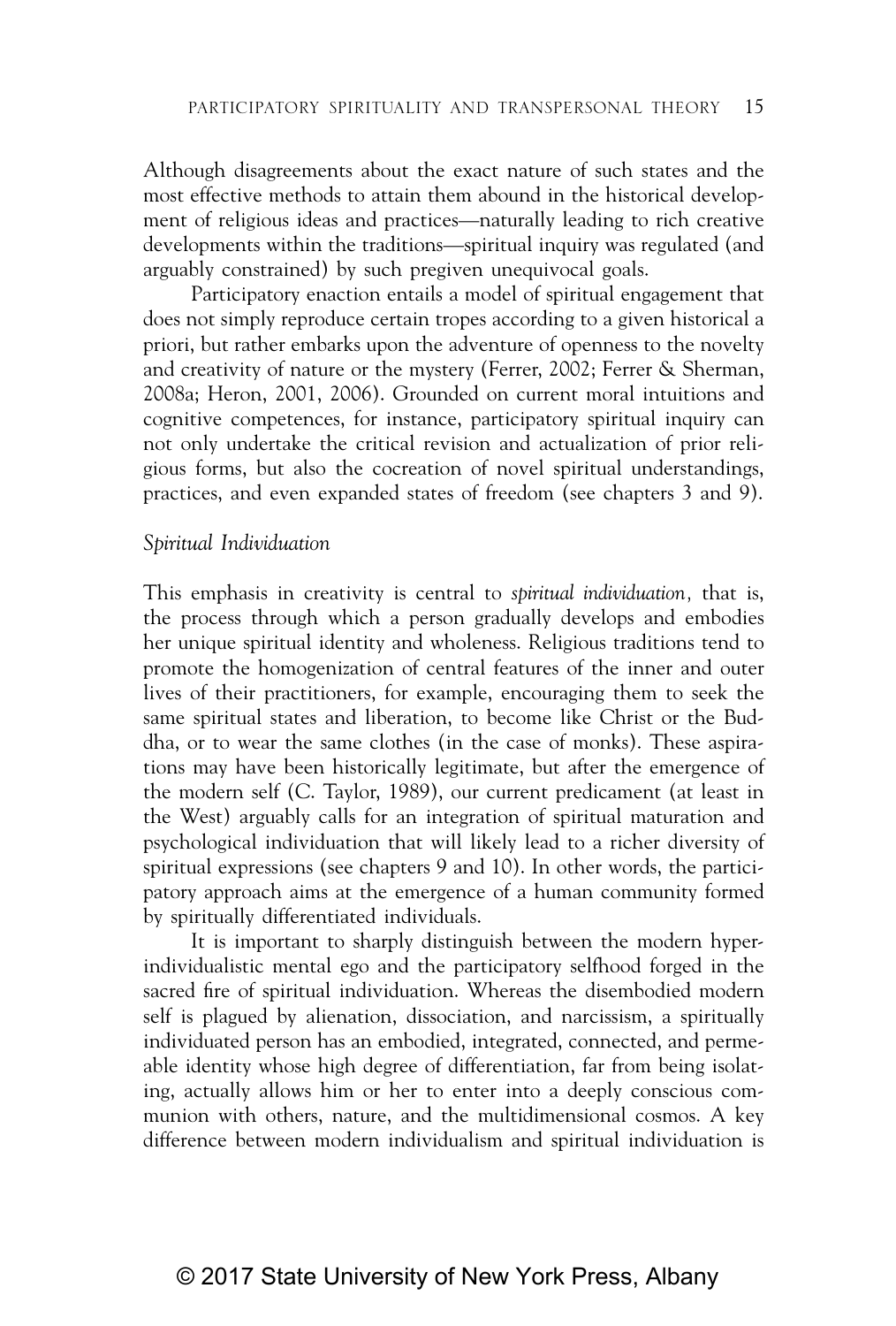Although disagreements about the exact nature of such states and the most effective methods to attain them abound in the historical development of religious ideas and practices—naturally leading to rich creative developments within the traditions—spiritual inquiry was regulated (and arguably constrained) by such pregiven unequivocal goals.

Participatory enaction entails a model of spiritual engagement that does not simply reproduce certain tropes according to a given historical a priori, but rather embarks upon the adventure of openness to the novelty and creativity of nature or the mystery (Ferrer, 2002; Ferrer & Sherman, 2008a; Heron, 2001, 2006). Grounded on current moral intuitions and cognitive competences, for instance, participatory spiritual inquiry can not only undertake the critical revision and actualization of prior religious forms, but also the cocreation of novel spiritual understandings, practices, and even expanded states of freedom (see chapters 3 and 9).

### *Spiritual Individuation*

This emphasis in creativity is central to *spiritual individuation*, that is, the process through which a person gradually develops and embodies her unique spiritual identity and wholeness. Religious traditions tend to promote the homogenization of central features of the inner and outer lives of their practitioners, for example, encouraging them to seek the same spiritual states and liberation, to become like Christ or the Buddha, or to wear the same clothes (in the case of monks). These aspirations may have been historically legitimate, but after the emergence of the modern self (C. Taylor, 1989), our current predicament (at least in the West) arguably calls for an integration of spiritual maturation and psychological individuation that will likely lead to a richer diversity of spiritual expressions (see chapters 9 and 10). In other words, the participatory approach aims at the emergence of a human community formed by spiritually differentiated individuals.

It is important to sharply distinguish between the modern hyperindividualistic mental ego and the participatory selfhood forged in the sacred fire of spiritual individuation. Whereas the disembodied modern self is plagued by alienation, dissociation, and narcissism, a spiritually individuated person has an embodied, integrated, connected, and permeable identity whose high degree of differentiation, far from being isolating, actually allows him or her to enter into a deeply conscious communion with others, nature, and the multidimensional cosmos. A key difference between modern individualism and spiritual individuation is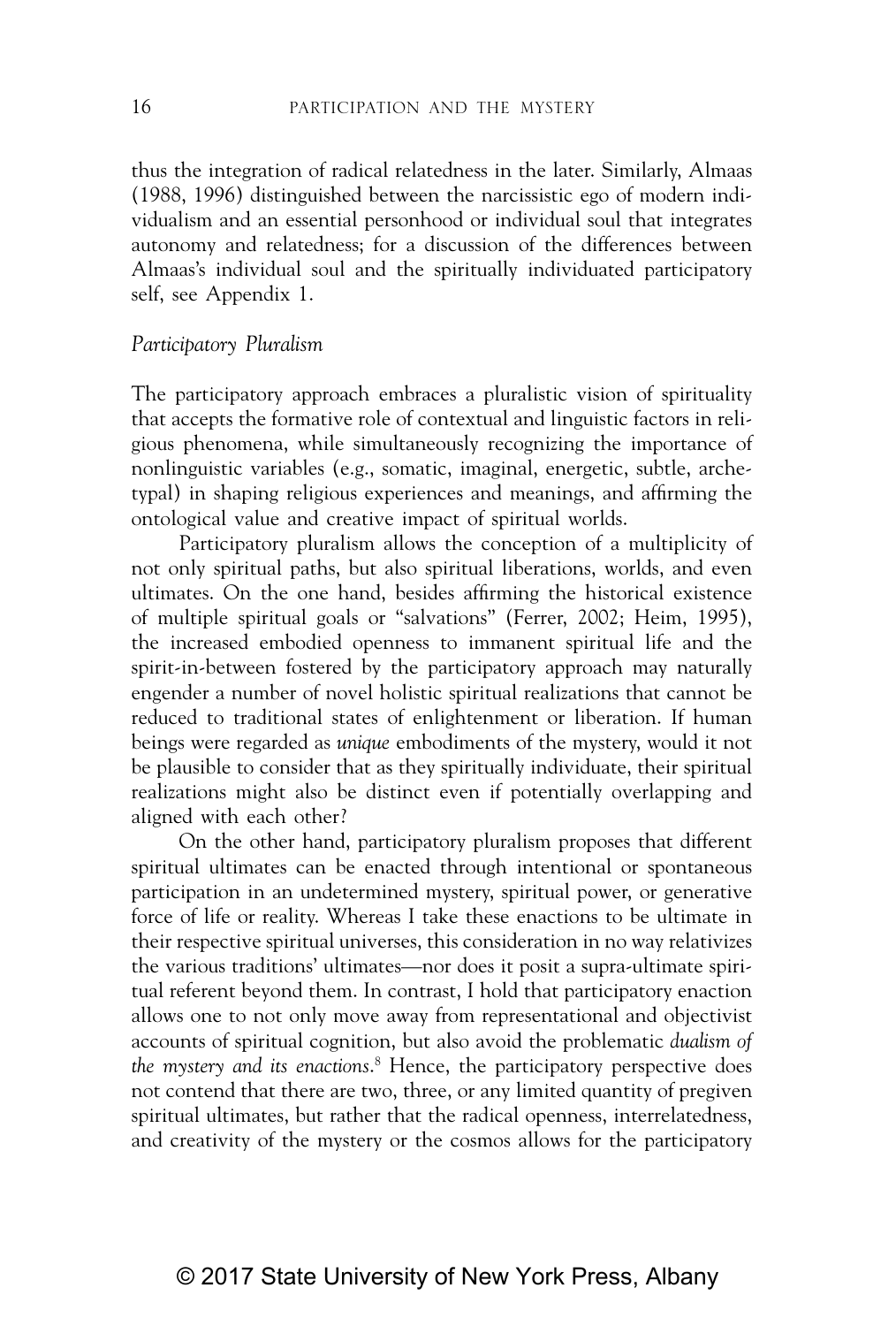thus the integration of radical relatedness in the later. Similarly, Almaas (1988, 1996) distinguished between the narcissistic ego of modern individualism and an essential personhood or individual soul that integrates autonomy and relatedness; for a discussion of the differences between Almaas's individual soul and the spiritually individuated participatory self, see Appendix 1.

### *Participatory Pluralism*

The participatory approach embraces a pluralistic vision of spirituality that accepts the formative role of contextual and linguistic factors in religious phenomena, while simultaneously recognizing the importance of nonlinguistic variables (e.g., somatic, imaginal, energetic, subtle, archetypal) in shaping religious experiences and meanings, and affirming the ontological value and creative impact of spiritual worlds.

Participatory pluralism allows the conception of a multiplicity of not only spiritual paths, but also spiritual liberations, worlds, and even ultimates. On the one hand, besides affirming the historical existence of multiple spiritual goals or "salvations" (Ferrer, 2002; Heim, 1995), the increased embodied openness to immanent spiritual life and the spirit-in-between fostered by the participatory approach may naturally engender a number of novel holistic spiritual realizations that cannot be reduced to traditional states of enlightenment or liberation. If human beings were regarded as *unique* embodiments of the mystery, would it not be plausible to consider that as they spiritually individuate, their spiritual realizations might also be distinct even if potentially overlapping and aligned with each other?

On the other hand, participatory pluralism proposes that different spiritual ultimates can be enacted through intentional or spontaneous participation in an undetermined mystery, spiritual power, or generative force of life or reality. Whereas I take these enactions to be ultimate in their respective spiritual universes, this consideration in no way relativizes the various traditions' ultimates—nor does it posit a supra-ultimate spiritual referent beyond them. In contrast, I hold that participatory enaction allows one to not only move away from representational and objectivist accounts of spiritual cognition, but also avoid the problematic *dualism of the mystery and its enactions*.[8] Hence, the participatory perspective does not contend that there are two, three, or any limited quantity of pregiven spiritual ultimates, but rather that the radical openness, interrelatedness, and creativity of the mystery or the cosmos allows for the participatory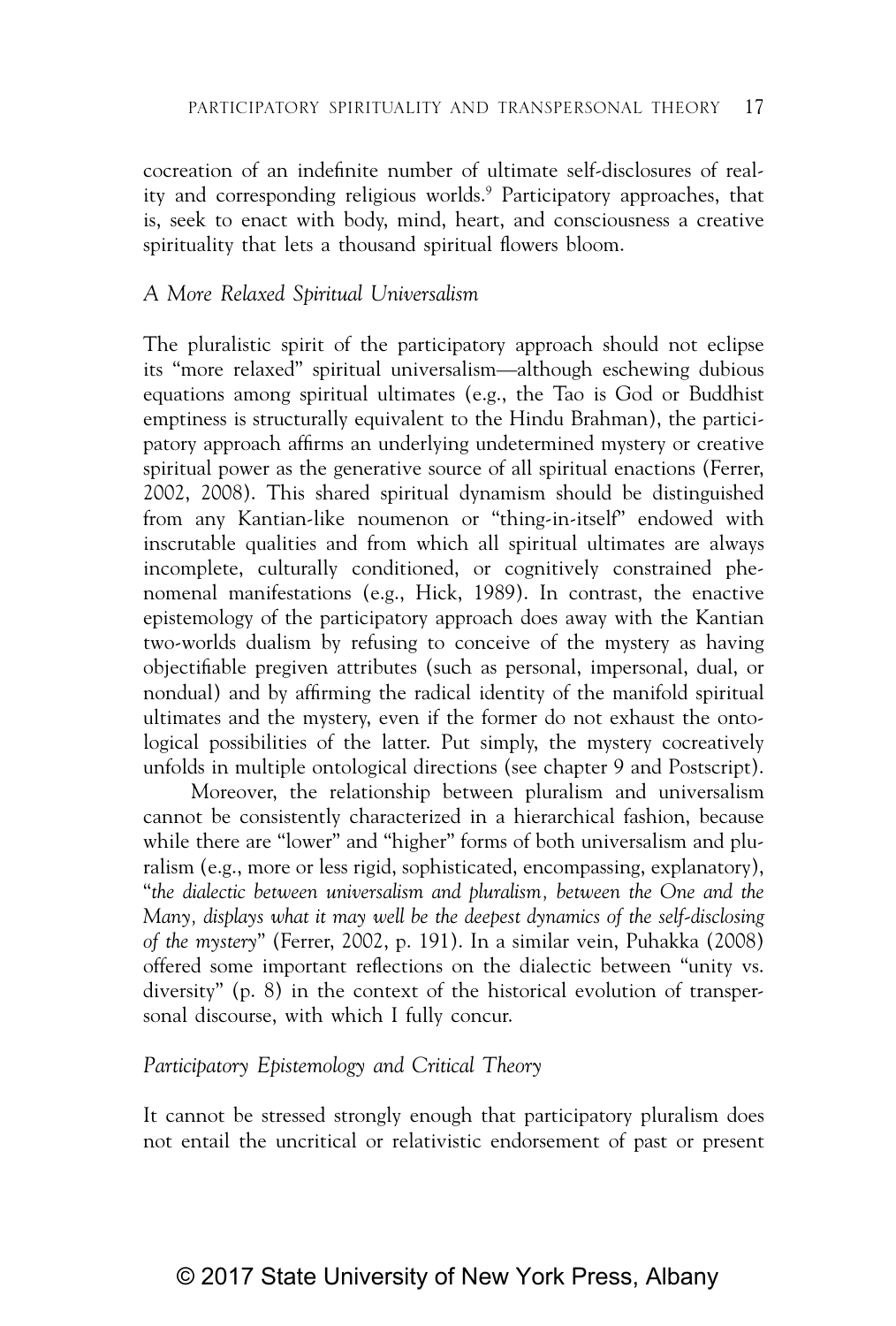cocreation of an indefinite number of ultimate self-disclosures of reality and corresponding religious worlds.[9] Participatory approaches, that is, seek to enact with body, mind, heart, and consciousness a creative spirituality that lets a thousand spiritual flowers bloom.

### *A More Relaxed Spiritual Universalism*

The pluralistic spirit of the participatory approach should not eclipse its "more relaxed" spiritual universalism—although eschewing dubious equations among spiritual ultimates (e.g., the Tao is God or Buddhist emptiness is structurally equivalent to the Hindu Brahman), the participatory approach affirms an underlying undetermined mystery or creative spiritual power as the generative source of all spiritual enactions (Ferrer, 2002, 2008). This shared spiritual dynamism should be distinguished from any Kantian-like noumenon or "thing-in-itself" endowed with inscrutable qualities and from which all spiritual ultimates are always incomplete, culturally conditioned, or cognitively constrained phenomenal manifestations (e.g., Hick, 1989). In contrast, the enactive epistemology of the participatory approach does away with the Kantian two-worlds dualism by refusing to conceive of the mystery as having objectifiable pregiven attributes (such as personal, impersonal, dual, or nondual) and by affirming the radical identity of the manifold spiritual ultimates and the mystery, even if the former do not exhaust the ontological possibilities of the latter. Put simply, the mystery cocreatively unfolds in multiple ontological directions (see chapter 9 and Postscript).

Moreover, the relationship between pluralism and universalism cannot be consistently characterized in a hierarchical fashion, because while there are "lower" and "higher" forms of both universalism and pluralism (e.g., more or less rigid, sophisticated, encompassing, explanatory), "*the dialectic between universalism and pluralism, between the One and the Many, displays what it may well be the deepest dynamics of the self-disclosing of the mystery*" (Ferrer, 2002, p. 191). In a similar vein, Puhakka (2008) offered some important reflections on the dialectic between "unity vs. diversity" (p. 8) in the context of the historical evolution of transpersonal discourse, with which I fully concur.

### *Participatory Epistemology and Critical Theory*

It cannot be stressed strongly enough that participatory pluralism does not entail the uncritical or relativistic endorsement of past or present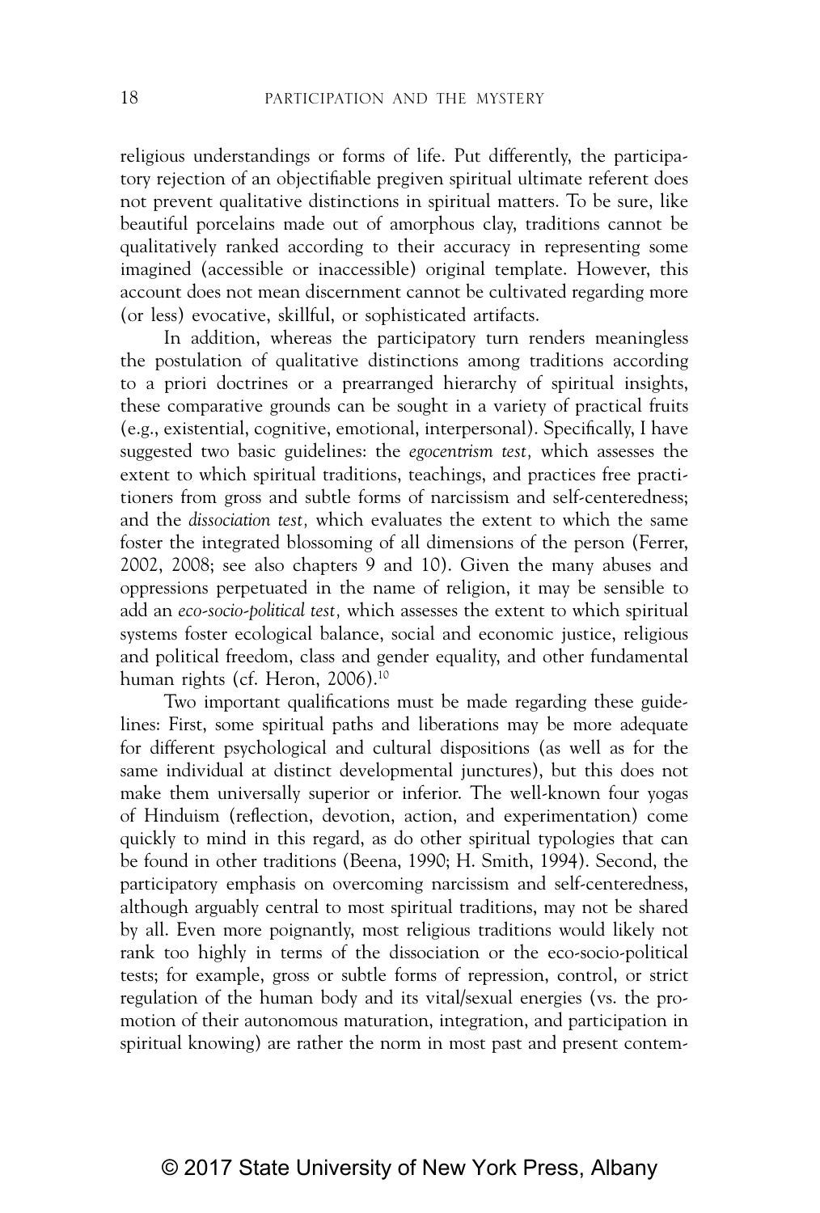religious understandings or forms of life. Put differently, the participatory rejection of an objectifiable pregiven spiritual ultimate referent does not prevent qualitative distinctions in spiritual matters. To be sure, like beautiful porcelains made out of amorphous clay, traditions cannot be qualitatively ranked according to their accuracy in representing some imagined (accessible or inaccessible) original template. However, this account does not mean discernment cannot be cultivated regarding more (or less) evocative, skillful, or sophisticated artifacts.

In addition, whereas the participatory turn renders meaningless the postulation of qualitative distinctions among traditions according to a priori doctrines or a prearranged hierarchy of spiritual insights, these comparative grounds can be sought in a variety of practical fruits (e.g., existential, cognitive, emotional, interpersonal). Specifically, I have suggested two basic guidelines: the *egocentrism test,* which assesses the extent to which spiritual traditions, teachings, and practices free practitioners from gross and subtle forms of narcissism and self-centeredness; and the *dissociation test,* which evaluates the extent to which the same foster the integrated blossoming of all dimensions of the person (Ferrer, 2002, 2008; see also chapters 9 and 10). Given the many abuses and oppressions perpetuated in the name of religion, it may be sensible to add an *eco-socio-political test,* which assesses the extent to which spiritual systems foster ecological balance, social and economic justice, religious and political freedom, class and gender equality, and other fundamental human rights (cf. Heron, 2006).[10]

Two important qualifications must be made regarding these guidelines: First, some spiritual paths and liberations may be more adequate for different psychological and cultural dispositions (as well as for the same individual at distinct developmental junctures), but this does not make them universally superior or inferior. The well-known four yogas of Hinduism (reflection, devotion, action, and experimentation) come quickly to mind in this regard, as do other spiritual typologies that can be found in other traditions (Beena, 1990; H. Smith, 1994). Second, the participatory emphasis on overcoming narcissism and self-centeredness, although arguably central to most spiritual traditions, may not be shared by all. Even more poignantly, most religious traditions would likely not rank too highly in terms of the dissociation or the eco-socio-political tests; for example, gross or subtle forms of repression, control, or strict regulation of the human body and its vital/sexual energies (vs. the promotion of their autonomous maturation, integration, and participation in spiritual knowing) are rather the norm in most past and present contem-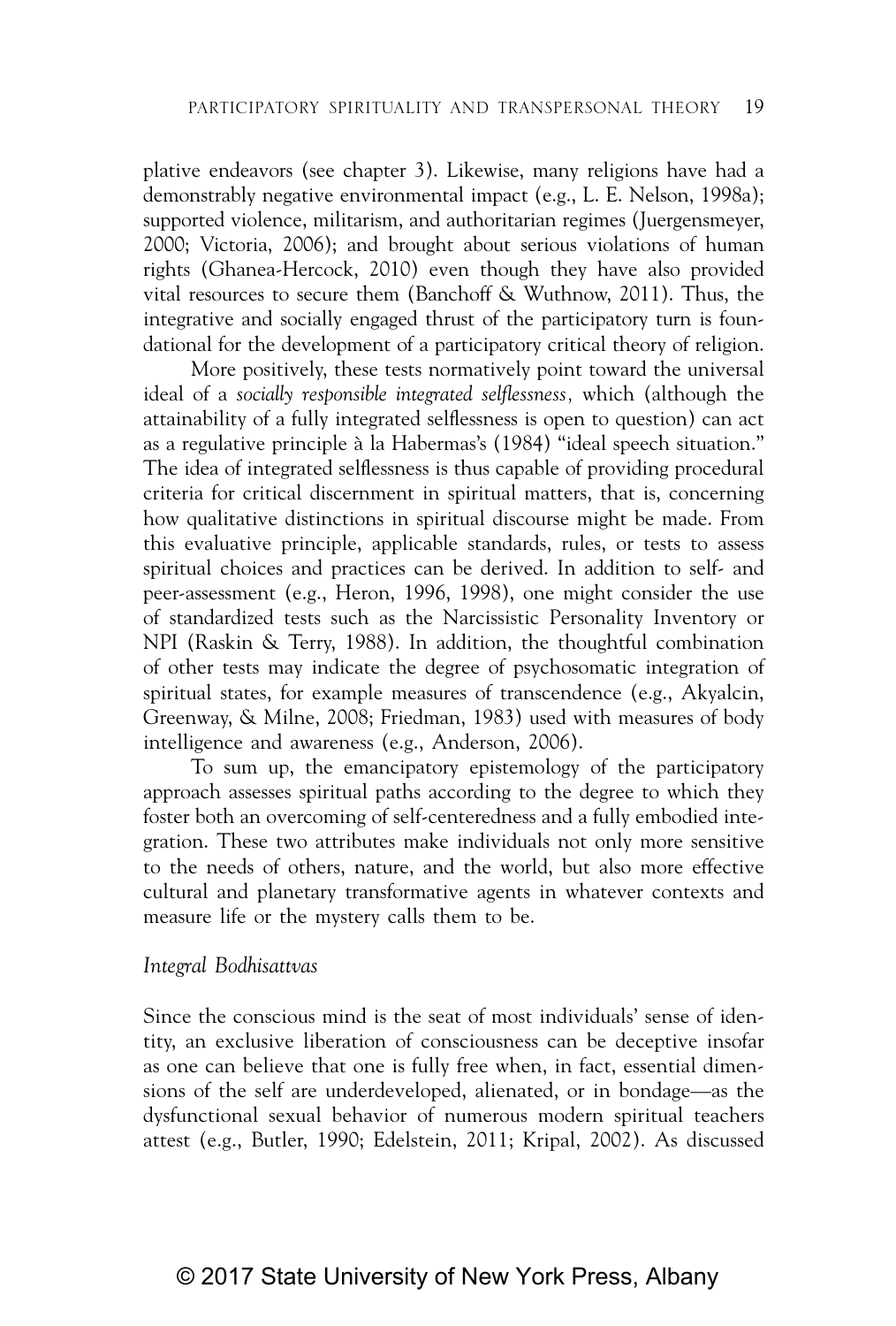plative endeavors (see chapter 3). Likewise, many religions have had a demonstrably negative environmental impact (e.g., L. E. Nelson, 1998a); supported violence, militarism, and authoritarian regimes (Juergensmeyer, 2000; Victoria, 2006); and brought about serious violations of human rights (Ghanea-Hercock, 2010) even though they have also provided vital resources to secure them (Banchoff & Wuthnow, 2011). Thus, the integrative and socially engaged thrust of the participatory turn is foundational for the development of a participatory critical theory of religion.

More positively, these tests normatively point toward the universal ideal of a *socially responsible integrated selflessness,* which (although the attainability of a fully integrated selflessness is open to question) can act as a regulative principle à la Habermas's (1984) "ideal speech situation." The idea of integrated selflessness is thus capable of providing procedural criteria for critical discernment in spiritual matters, that is, concerning how qualitative distinctions in spiritual discourse might be made. From this evaluative principle, applicable standards, rules, or tests to assess spiritual choices and practices can be derived. In addition to self- and peer-assessment (e.g., Heron, 1996, 1998), one might consider the use of standardized tests such as the Narcissistic Personality Inventory or NPI (Raskin & Terry, 1988). In addition, the thoughtful combination of other tests may indicate the degree of psychosomatic integration of spiritual states, for example measures of transcendence (e.g., Akyalcin, Greenway, & Milne, 2008; Friedman, 1983) used with measures of body intelligence and awareness (e.g., Anderson, 2006).

To sum up, the emancipatory epistemology of the participatory approach assesses spiritual paths according to the degree to which they foster both an overcoming of self-centeredness and a fully embodied integration. These two attributes make individuals not only more sensitive to the needs of others, nature, and the world, but also more effective cultural and planetary transformative agents in whatever contexts and measure life or the mystery calls them to be.

### *Integral Bodhisattvas*

Since the conscious mind is the seat of most individuals' sense of identity, an exclusive liberation of consciousness can be deceptive insofar as one can believe that one is fully free when, in fact, essential dimensions of the self are underdeveloped, alienated, or in bondage—as the dysfunctional sexual behavior of numerous modern spiritual teachers attest (e.g., Butler, 1990; Edelstein, 2011; Kripal, 2002). As discussed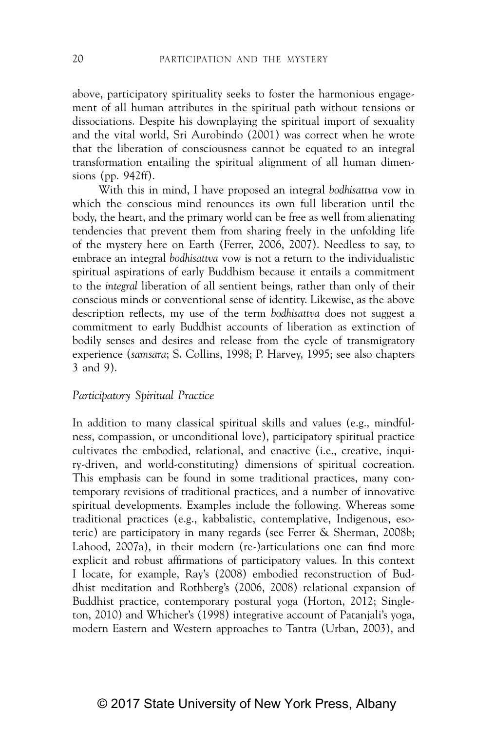above, participatory spirituality seeks to foster the harmonious engagement of all human attributes in the spiritual path without tensions or dissociations. Despite his downplaying the spiritual import of sexuality and the vital world, Sri Aurobindo (2001) was correct when he wrote that the liberation of consciousness cannot be equated to an integral transformation entailing the spiritual alignment of all human dimensions (pp. 942ff).

With this in mind, I have proposed an integral *bodhisattva* vow in which the conscious mind renounces its own full liberation until the body, the heart, and the primary world can be free as well from alienating tendencies that prevent them from sharing freely in the unfolding life of the mystery here on Earth (Ferrer, 2006, 2007). Needless to say, to embrace an integral *bodhisattva* vow is not a return to the individualistic spiritual aspirations of early Buddhism because it entails a commitment to the *integral* liberation of all sentient beings, rather than only of their conscious minds or conventional sense of identity. Likewise, as the above description reflects, my use of the term *bodhisattva* does not suggest a commitment to early Buddhist accounts of liberation as extinction of bodily senses and desires and release from the cycle of transmigratory experience (*samsara*; S. Collins, 1998; P. Harvey, 1995; see also chapters 3 and 9).

### *Participatory Spiritual Practice*

In addition to many classical spiritual skills and values (e.g., mindfulness, compassion, or unconditional love), participatory spiritual practice cultivates the embodied, relational, and enactive (i.e., creative, inquiry-driven, and world-constituting) dimensions of spiritual cocreation. This emphasis can be found in some traditional practices, many contemporary revisions of traditional practices, and a number of innovative spiritual developments. Examples include the following. Whereas some traditional practices (e.g., kabbalistic, contemplative, Indigenous, esoteric) are participatory in many regards (see Ferrer & Sherman, 2008b; Lahood, 2007a), in their modern (re-)articulations one can find more explicit and robust affirmations of participatory values. In this context I locate, for example, Ray's (2008) embodied reconstruction of Buddhist meditation and Rothberg's (2006, 2008) relational expansion of Buddhist practice, contemporary postural yoga (Horton, 2012; Singleton, 2010) and Whicher's (1998) integrative account of Patanjali's yoga, modern Eastern and Western approaches to Tantra (Urban, 2003), and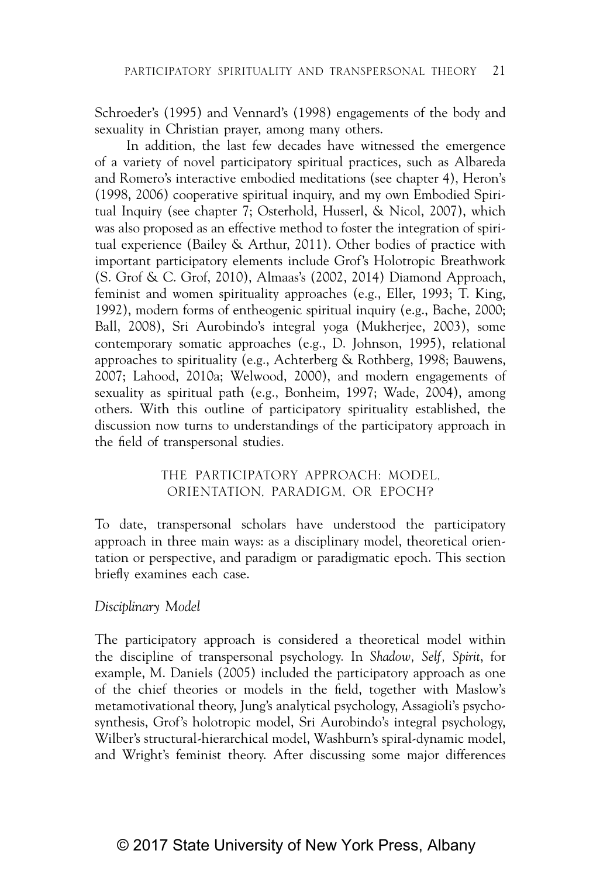Schroeder's (1995) and Vennard's (1998) engagements of the body and sexuality in Christian prayer, among many others.

In addition, the last few decades have witnessed the emergence of a variety of novel participatory spiritual practices, such as Albareda and Romero's interactive embodied meditations (see chapter 4), Heron's (1998, 2006) cooperative spiritual inquiry, and my own Embodied Spiritual Inquiry (see chapter 7; Osterhold, Husserl, & Nicol, 2007), which was also proposed as an effective method to foster the integration of spiritual experience (Bailey & Arthur, 2011). Other bodies of practice with important participatory elements include Grof's Holotropic Breathwork (S. Grof & C. Grof, 2010), Almaas's (2002, 2014) Diamond Approach, feminist and women spirituality approaches (e.g., Eller, 1993; T. King, 1992), modern forms of entheogenic spiritual inquiry (e.g., Bache, 2000; Ball, 2008), Sri Aurobindo's integral yoga (Mukherjee, 2003), some contemporary somatic approaches (e.g., D. Johnson, 1995), relational approaches to spirituality (e.g., Achterberg & Rothberg, 1998; Bauwens, 2007; Lahood, 2010a; Welwood, 2000), and modern engagements of sexuality as spiritual path (e.g., Bonheim, 1997; Wade, 2004), among others. With this outline of participatory spirituality established, the discussion now turns to understandings of the participatory approach in the field of transpersonal studies.

## THE PARTICIPATORY APPROACH: MODEL, ORIENTATION, PARADIGM, OR EPOCH?

To date, transpersonal scholars have understood the participatory approach in three main ways: as a disciplinary model, theoretical orientation or perspective, and paradigm or paradigmatic epoch. This section briefly examines each case.

### *Disciplinary Model*

The participatory approach is considered a theoretical model within the discipline of transpersonal psychology. In *Shadow, Self, Spirit*, for example, M. Daniels (2005) included the participatory approach as one of the chief theories or models in the field, together with Maslow's metamotivational theory, Jung's analytical psychology, Assagioli's psychosynthesis, Grof's holotropic model, Sri Aurobindo's integral psychology, Wilber's structural-hierarchical model, Washburn's spiral-dynamic model, and Wright's feminist theory. After discussing some major differences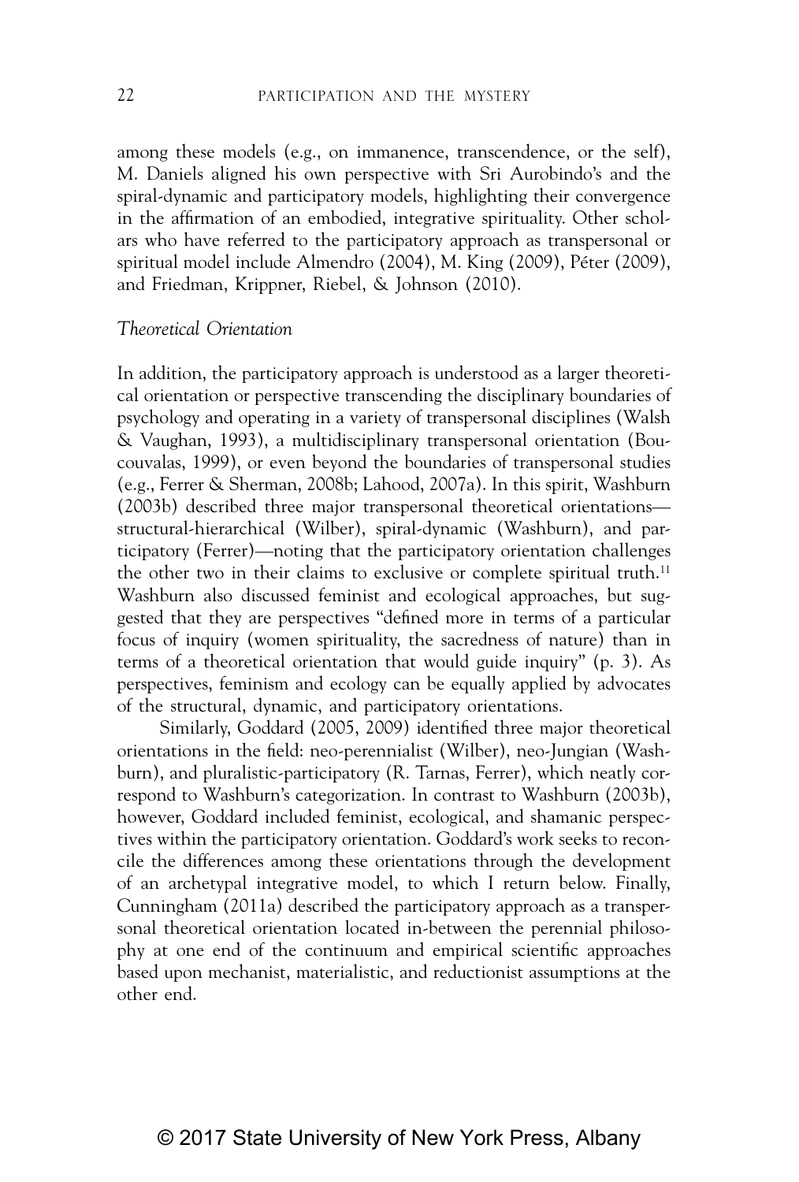among these models (e.g., on immanence, transcendence, or the self), M. Daniels aligned his own perspective with Sri Aurobindo's and the spiral-dynamic and participatory models, highlighting their convergence in the affirmation of an embodied, integrative spirituality. Other scholars who have referred to the participatory approach as transpersonal or spiritual model include Almendro (2004), M. King (2009), Péter (2009), and Friedman, Krippner, Riebel, & Johnson (2010).

### *Theoretical Orientation*

In addition, the participatory approach is understood as a larger theoretical orientation or perspective transcending the disciplinary boundaries of psychology and operating in a variety of transpersonal disciplines (Walsh & Vaughan, 1993), a multidisciplinary transpersonal orientation (Boucouvalas, 1999), or even beyond the boundaries of transpersonal studies (e.g., Ferrer & Sherman, 2008b; Lahood, 2007a). In this spirit, Washburn (2003b) described three major transpersonal theoretical orientations—structural-hierarchical (Wilber), spiral-dynamic (Washburn), and participatory (Ferrer)—noting that the participatory orientation challenges the other two in their claims to exclusive or complete spiritual truth.[11] Washburn also discussed feminist and ecological approaches, but suggested that they are perspectives "defined more in terms of a particular focus of inquiry (women spirituality, the sacredness of nature) than in terms of a theoretical orientation that would guide inquiry" (p. 3). As perspectives, feminism and ecology can be equally applied by advocates of the structural, dynamic, and participatory orientations.

Similarly, Goddard (2005, 2009) identified three major theoretical orientations in the field: neo-perennialist (Wilber), neo-Jungian (Washburn), and pluralistic-participatory (R. Tarnas, Ferrer), which neatly correspond to Washburn's categorization. In contrast to Washburn (2003b), however, Goddard included feminist, ecological, and shamanic perspectives within the participatory orientation. Goddard's work seeks to reconcile the differences among these orientations through the development of an archetypal integrative model, to which I return below. Finally, Cunningham (2011a) described the participatory approach as a transpersonal theoretical orientation located in-between the perennial philosophy at one end of the continuum and empirical scientific approaches based upon mechanist, materialistic, and reductionist assumptions at the other end.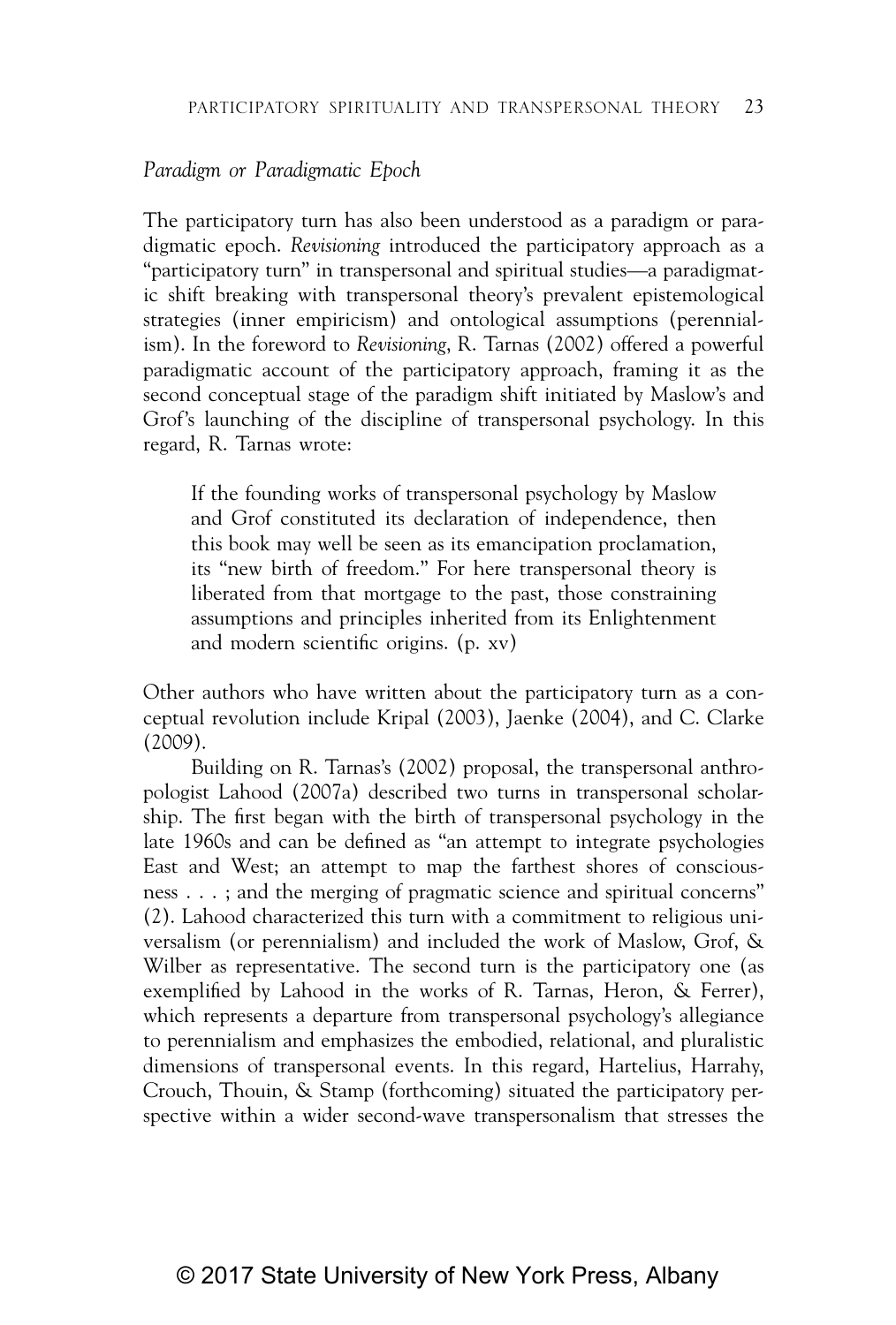*Paradigm or Paradigmatic Epoch*

The participatory turn has also been understood as a paradigm or paradigmatic epoch. *Revisioning* introduced the participatory approach as a "participatory turn" in transpersonal and spiritual studies—a paradigmatic shift breaking with transpersonal theory's prevalent epistemological strategies (inner empiricism) and ontological assumptions (perennialism). In the foreword to *Revisioning*, R. Tarnas (2002) offered a powerful paradigmatic account of the participatory approach, framing it as the second conceptual stage of the paradigm shift initiated by Maslow's and Grof's launching of the discipline of transpersonal psychology. In this regard, R. Tarnas wrote:

> If the founding works of transpersonal psychology by Maslow and Grof constituted its declaration of independence, then this book may well be seen as its emancipation proclamation, its "new birth of freedom." For here transpersonal theory is liberated from that mortgage to the past, those constraining assumptions and principles inherited from its Enlightenment and modern scientific origins. (p. xv)

Other authors who have written about the participatory turn as a conceptual revolution include Kripal (2003), Jaenke (2004), and C. Clarke (2009).

Building on R. Tarnas's (2002) proposal, the transpersonal anthropologist Lahood (2007a) described two turns in transpersonal scholarship. The first began with the birth of transpersonal psychology in the late 1960s and can be defined as "an attempt to integrate psychologies East and West; an attempt to map the farthest shores of consciousness . . . ; and the merging of pragmatic science and spiritual concerns" (2). Lahood characterized this turn with a commitment to religious universalism (or perennialism) and included the work of Maslow, Grof, & Wilber as representative. The second turn is the participatory one (as exemplified by Lahood in the works of R. Tarnas, Heron, & Ferrer), which represents a departure from transpersonal psychology's allegiance to perennialism and emphasizes the embodied, relational, and pluralistic dimensions of transpersonal events. In this regard, Hartelius, Harrahy, Crouch, Thouin, & Stamp (forthcoming) situated the participatory perspective within a wider second-wave transpersonalism that stresses the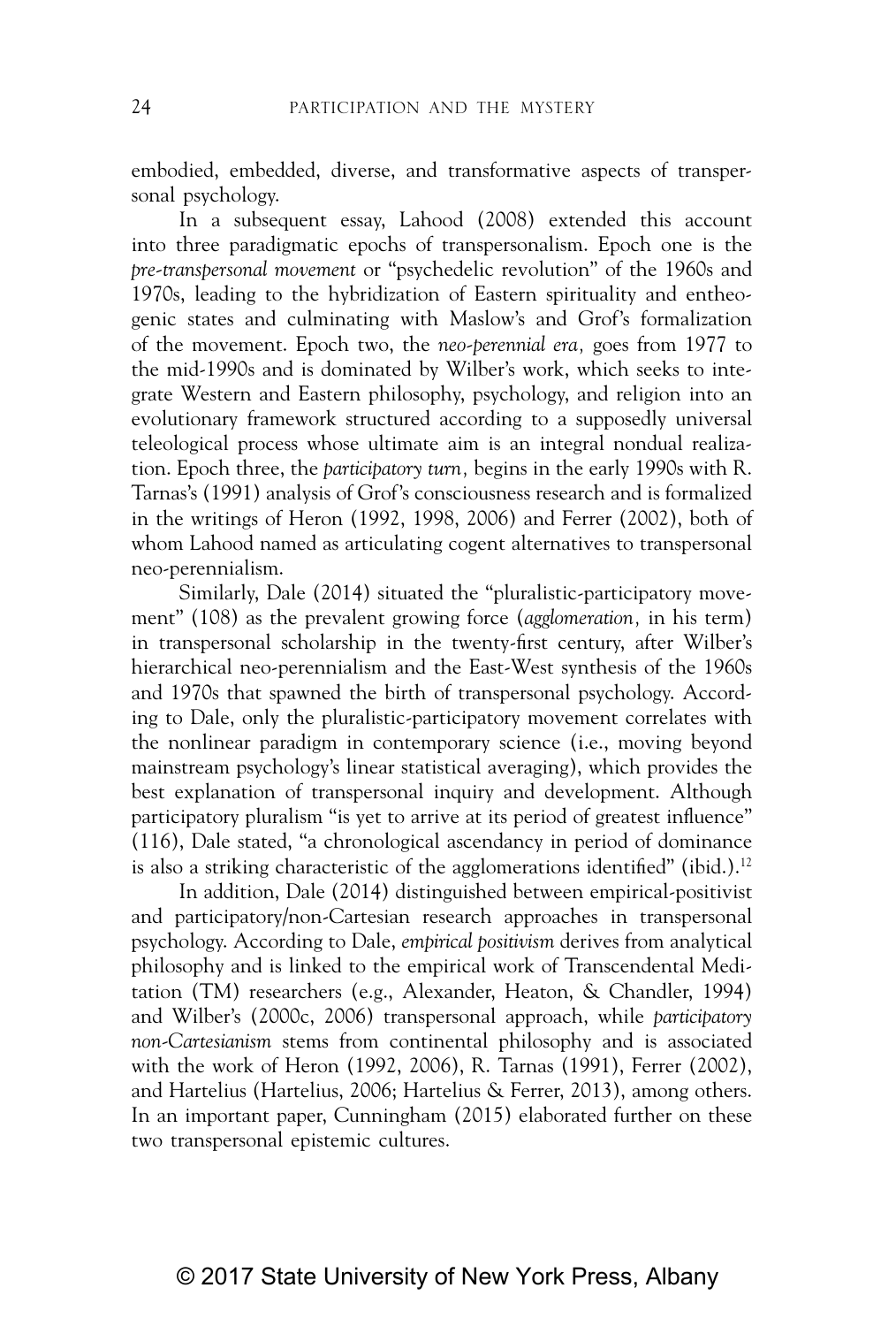embodied, embedded, diverse, and transformative aspects of transpersonal psychology.

In a subsequent essay, Lahood (2008) extended this account into three paradigmatic epochs of transpersonalism. Epoch one is the *pre-transpersonal movement* or "psychedelic revolution" of the 1960s and 1970s, leading to the hybridization of Eastern spirituality and entheogenic states and culminating with Maslow's and Grof's formalization of the movement. Epoch two, the *neo-perennial era,* goes from 1977 to the mid-1990s and is dominated by Wilber's work, which seeks to integrate Western and Eastern philosophy, psychology, and religion into an evolutionary framework structured according to a supposedly universal teleological process whose ultimate aim is an integral nondual realization. Epoch three, the *participatory turn,* begins in the early 1990s with R. Tarnas's (1991) analysis of Grof's consciousness research and is formalized in the writings of Heron (1992, 1998, 2006) and Ferrer (2002), both of whom Lahood named as articulating cogent alternatives to transpersonal neo-perennialism.

Similarly, Dale (2014) situated the "pluralistic-participatory movement" (108) as the prevalent growing force (*agglomeration,* in his term) in transpersonal scholarship in the twenty-first century, after Wilber's hierarchical neo-perennialism and the East-West synthesis of the 1960s and 1970s that spawned the birth of transpersonal psychology. According to Dale, only the pluralistic-participatory movement correlates with the nonlinear paradigm in contemporary science (i.e., moving beyond mainstream psychology's linear statistical averaging), which provides the best explanation of transpersonal inquiry and development. Although participatory pluralism "is yet to arrive at its period of greatest influence" (116), Dale stated, "a chronological ascendancy in period of dominance is also a striking characteristic of the agglomerations identified" (ibid.).[12]

In addition, Dale (2014) distinguished between empirical-positivist and participatory/non-Cartesian research approaches in transpersonal psychology. According to Dale, *empirical positivism* derives from analytical philosophy and is linked to the empirical work of Transcendental Meditation (TM) researchers (e.g., Alexander, Heaton, & Chandler, 1994) and Wilber's (2000c, 2006) transpersonal approach, while *participatory non-Cartesianism* stems from continental philosophy and is associated with the work of Heron (1992, 2006), R. Tarnas (1991), Ferrer (2002), and Hartelius (Hartelius, 2006; Hartelius & Ferrer, 2013), among others. In an important paper, Cunningham (2015) elaborated further on these two transpersonal epistemic cultures.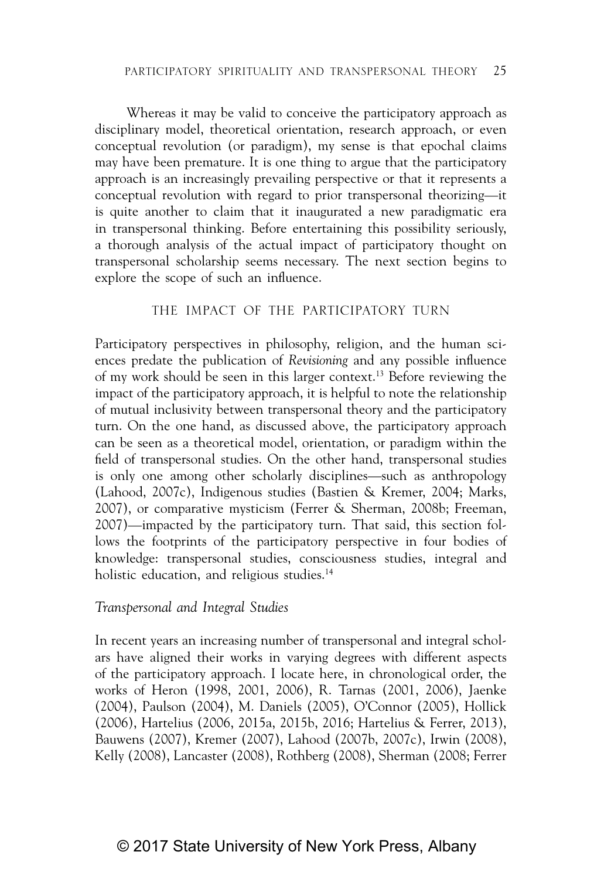Whereas it may be valid to conceive the participatory approach as disciplinary model, theoretical orientation, research approach, or even conceptual revolution (or paradigm), my sense is that epochal claims may have been premature. It is one thing to argue that the participatory approach is an increasingly prevailing perspective or that it represents a conceptual revolution with regard to prior transpersonal theorizing—it is quite another to claim that it inaugurated a new paradigmatic era in transpersonal thinking. Before entertaining this possibility seriously, a thorough analysis of the actual impact of participatory thought on transpersonal scholarship seems necessary. The next section begins to explore the scope of such an influence.

## THE IMPACT OF THE PARTICIPATORY TURN

Participatory perspectives in philosophy, religion, and the human sciences predate the publication of *Revisioning* and any possible influence of my work should be seen in this larger context.[13] Before reviewing the impact of the participatory approach, it is helpful to note the relationship of mutual inclusivity between transpersonal theory and the participatory turn. On the one hand, as discussed above, the participatory approach can be seen as a theoretical model, orientation, or paradigm within the field of transpersonal studies. On the other hand, transpersonal studies is only one among other scholarly disciplines—such as anthropology (Lahood, 2007c), Indigenous studies (Bastien & Kremer, 2004; Marks, 2007), or comparative mysticism (Ferrer & Sherman, 2008b; Freeman, 2007)—impacted by the participatory turn. That said, this section follows the footprints of the participatory perspective in four bodies of knowledge: transpersonal studies, consciousness studies, integral and holistic education, and religious studies.[14]

### *Transpersonal and Integral Studies*

In recent years an increasing number of transpersonal and integral scholars have aligned their works in varying degrees with different aspects of the participatory approach. I locate here, in chronological order, the works of Heron (1998, 2001, 2006), R. Tarnas (2001, 2006), Jaenke (2004), Paulson (2004), M. Daniels (2005), O'Connor (2005), Hollick (2006), Hartelius (2006, 2015a, 2015b, 2016; Hartelius & Ferrer, 2013), Bauwens (2007), Kremer (2007), Lahood (2007b, 2007c), Irwin (2008), Kelly (2008), Lancaster (2008), Rothberg (2008), Sherman (2008; Ferrer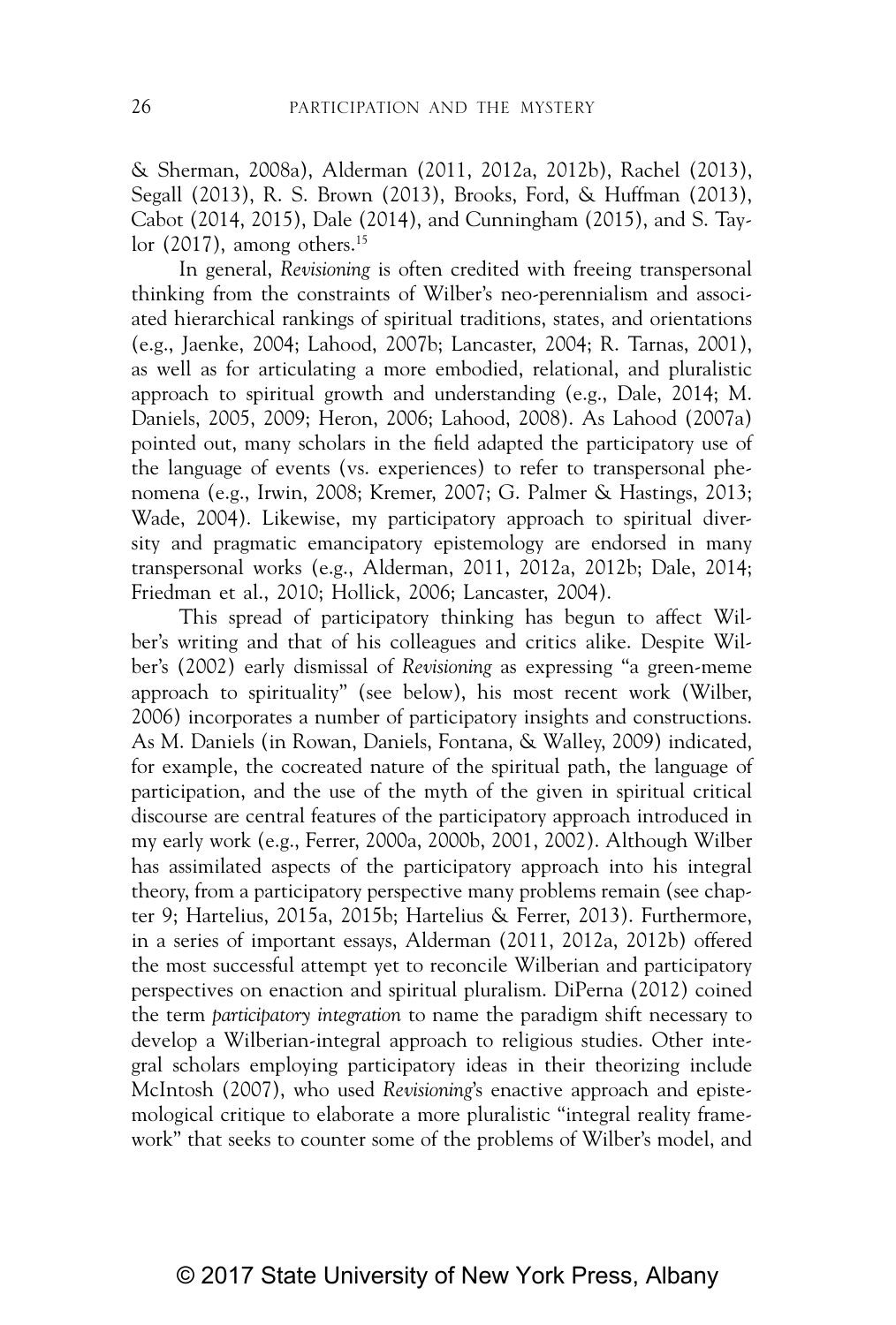& Sherman, 2008a), Alderman (2011, 2012a, 2012b), Rachel (2013), Segall (2013), R. S. Brown (2013), Brooks, Ford, & Huffman (2013), Cabot (2014, 2015), Dale (2014), and Cunningham (2015), and S. Taylor (2017), among others.[15]

In general, *Revisioning* is often credited with freeing transpersonal thinking from the constraints of Wilber's neo-perennialism and associated hierarchical rankings of spiritual traditions, states, and orientations (e.g., Jaenke, 2004; Lahood, 2007b; Lancaster, 2004; R. Tarnas, 2001), as well as for articulating a more embodied, relational, and pluralistic approach to spiritual growth and understanding (e.g., Dale, 2014; M. Daniels, 2005, 2009; Heron, 2006; Lahood, 2008). As Lahood (2007a) pointed out, many scholars in the field adapted the participatory use of the language of events (vs. experiences) to refer to transpersonal phenomena (e.g., Irwin, 2008; Kremer, 2007; G. Palmer & Hastings, 2013; Wade, 2004). Likewise, my participatory approach to spiritual diversity and pragmatic emancipatory epistemology are endorsed in many transpersonal works (e.g., Alderman, 2011, 2012a, 2012b; Dale, 2014; Friedman et al., 2010; Hollick, 2006; Lancaster, 2004).

This spread of participatory thinking has begun to affect Wilber's writing and that of his colleagues and critics alike. Despite Wilber's (2002) early dismissal of *Revisioning* as expressing "a green-meme approach to spirituality" (see below), his most recent work (Wilber, 2006) incorporates a number of participatory insights and constructions. As M. Daniels (in Rowan, Daniels, Fontana, & Walley, 2009) indicated, for example, the cocreated nature of the spiritual path, the language of participation, and the use of the myth of the given in spiritual critical discourse are central features of the participatory approach introduced in my early work (e.g., Ferrer, 2000a, 2000b, 2001, 2002). Although Wilber has assimilated aspects of the participatory approach into his integral theory, from a participatory perspective many problems remain (see chapter 9; Hartelius, 2015a, 2015b; Hartelius & Ferrer, 2013). Furthermore, in a series of important essays, Alderman (2011, 2012a, 2012b) offered the most successful attempt yet to reconcile Wilberian and participatory perspectives on enaction and spiritual pluralism. DiPerna (2012) coined the term *participatory integration* to name the paradigm shift necessary to develop a Wilberian-integral approach to religious studies. Other integral scholars employing participatory ideas in their theorizing include McIntosh (2007), who used *Revisioning*'s enactive approach and epistemological critique to elaborate a more pluralistic "integral reality framework" that seeks to counter some of the problems of Wilber's model, and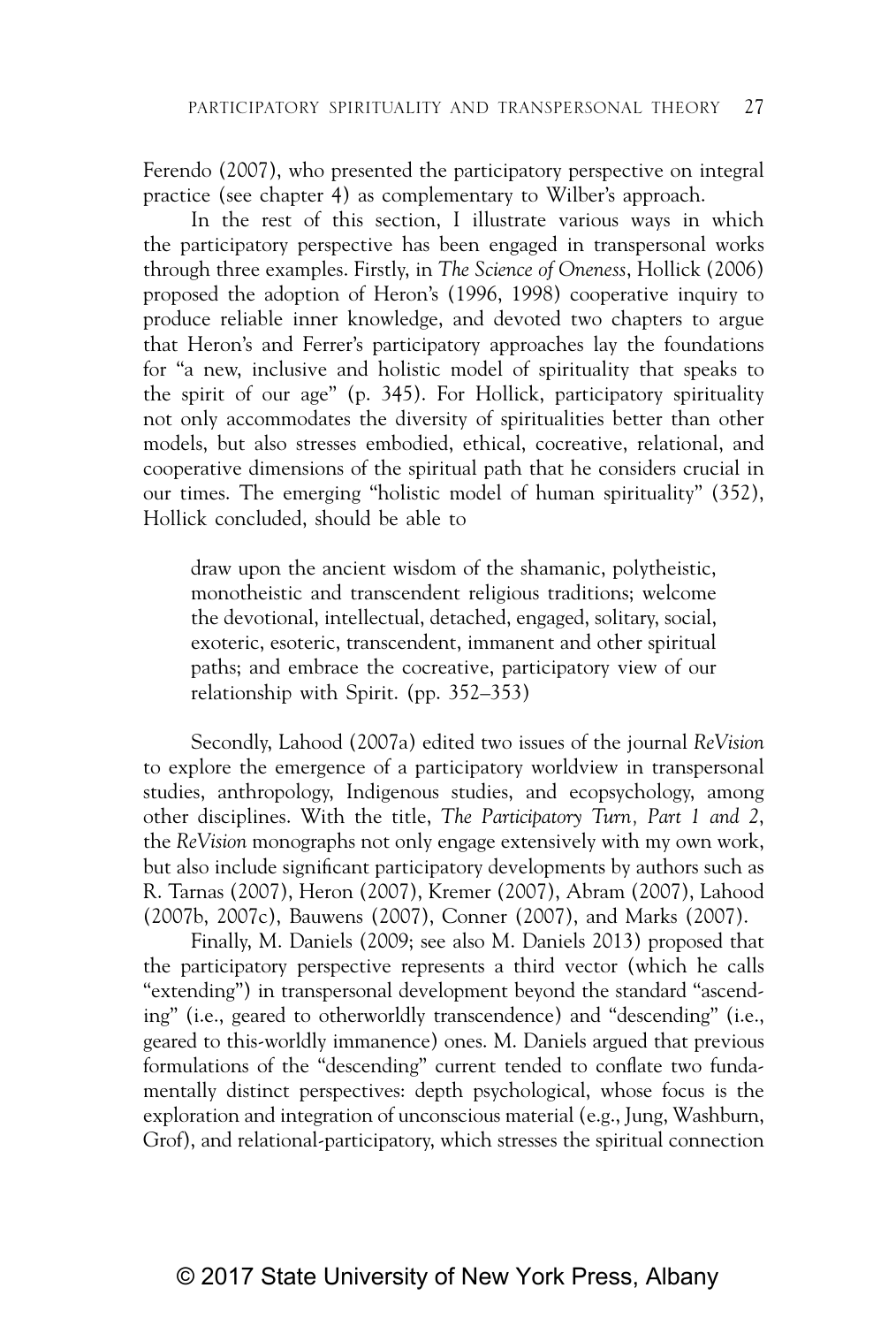Ferendo (2007), who presented the participatory perspective on integral practice (see chapter 4) as complementary to Wilber's approach.

In the rest of this section, I illustrate various ways in which the participatory perspective has been engaged in transpersonal works through three examples. Firstly, in *The Science of Oneness*, Hollick (2006) proposed the adoption of Heron's (1996, 1998) cooperative inquiry to produce reliable inner knowledge, and devoted two chapters to argue that Heron's and Ferrer's participatory approaches lay the foundations for "a new, inclusive and holistic model of spirituality that speaks to the spirit of our age" (p. 345). For Hollick, participatory spirituality not only accommodates the diversity of spiritualities better than other models, but also stresses embodied, ethical, cocreative, relational, and cooperative dimensions of the spiritual path that he considers crucial in our times. The emerging "holistic model of human spirituality" (352), Hollick concluded, should be able to

> draw upon the ancient wisdom of the shamanic, polytheistic, monotheistic and transcendent religious traditions; welcome the devotional, intellectual, detached, engaged, solitary, social, exoteric, esoteric, transcendent, immanent and other spiritual paths; and embrace the cocreative, participatory view of our relationship with Spirit. (pp. 352–353)

Secondly, Lahood (2007a) edited two issues of the journal *ReVision* to explore the emergence of a participatory worldview in transpersonal studies, anthropology, Indigenous studies, and ecopsychology, among other disciplines. With the title, *The Participatory Turn, Part 1 and 2*, the *ReVision* monographs not only engage extensively with my own work, but also include significant participatory developments by authors such as R. Tarnas (2007), Heron (2007), Kremer (2007), Abram (2007), Lahood (2007b, 2007c), Bauwens (2007), Conner (2007), and Marks (2007).

Finally, M. Daniels (2009; see also M. Daniels 2013) proposed that the participatory perspective represents a third vector (which he calls "extending") in transpersonal development beyond the standard "ascending" (i.e., geared to otherworldly transcendence) and "descending" (i.e., geared to this-worldly immanence) ones. M. Daniels argued that previous formulations of the "descending" current tended to conflate two fundamentally distinct perspectives: depth psychological, whose focus is the exploration and integration of unconscious material (e.g., Jung, Washburn, Grof), and relational-participatory, which stresses the spiritual connection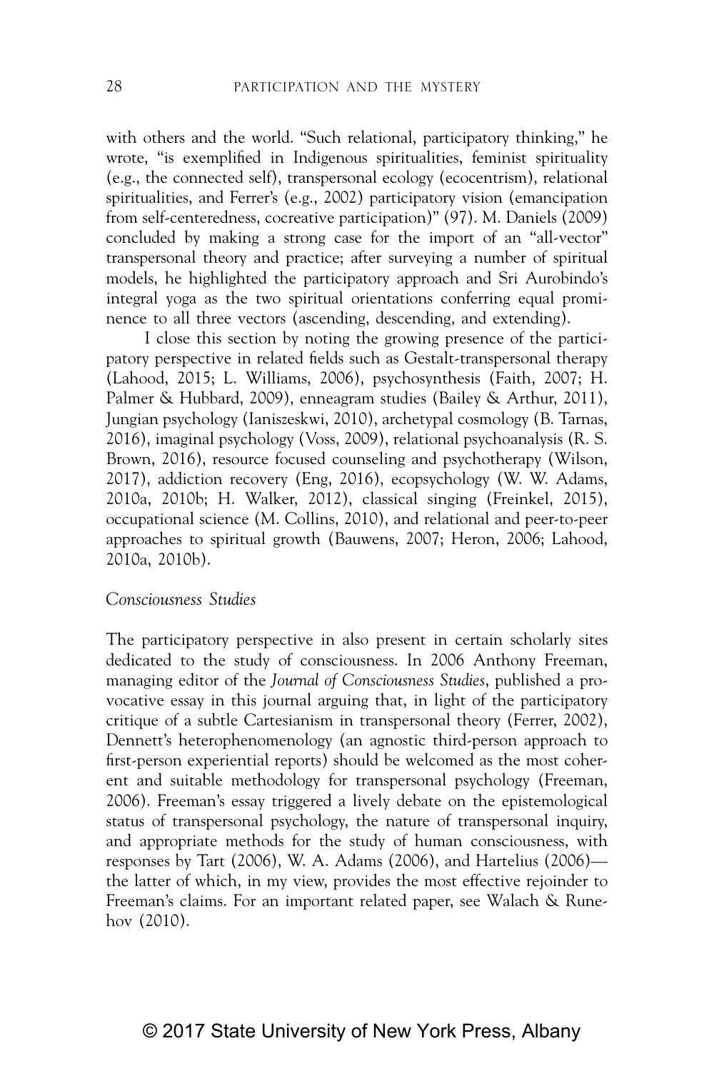with others and the world. "Such relational, participatory thinking," he wrote, "is exemplified in Indigenous spiritualities, feminist spirituality (e.g., the connected self), transpersonal ecology (ecocentrism), relational spiritualities, and Ferrer's (e.g., 2002) participatory vision (emancipation from self-centeredness, cocreative participation)" (97). M. Daniels (2009) concluded by making a strong case for the import of an "all-vector" transpersonal theory and practice; after surveying a number of spiritual models, he highlighted the participatory approach and Sri Aurobindo's integral yoga as the two spiritual orientations conferring equal prominence to all three vectors (ascending, descending, and extending).

I close this section by noting the growing presence of the participatory perspective in related fields such as Gestalt-transpersonal therapy (Lahood, 2015; L. Williams, 2006), psychosynthesis (Faith, 2007; H. Palmer & Hubbard, 2009), enneagram studies (Bailey & Arthur, 2011), Jungian psychology (Ianiszeskwi, 2010), archetypal cosmology (B. Tarnas, 2016), imaginal psychology (Voss, 2009), relational psychoanalysis (R. S. Brown, 2016), resource focused counseling and psychotherapy (Wilson, 2017), addiction recovery (Eng, 2016), ecopsychology (W. W. Adams, 2010a, 2010b; H. Walker, 2012), classical singing (Freinkel, 2015), occupational science (M. Collins, 2010), and relational and peer-to-peer approaches to spiritual growth (Bauwens, 2007; Heron, 2006; Lahood, 2010a, 2010b).

### *Consciousness Studies*

The participatory perspective in also present in certain scholarly sites dedicated to the study of consciousness. In 2006 Anthony Freeman, managing editor of the *Journal of Consciousness Studies*, published a provocative essay in this journal arguing that, in light of the participatory critique of a subtle Cartesianism in transpersonal theory (Ferrer, 2002), Dennett's heterophenomenology (an agnostic third-person approach to first-person experiential reports) should be welcomed as the most coherent and suitable methodology for transpersonal psychology (Freeman, 2006). Freeman's essay triggered a lively debate on the epistemological status of transpersonal psychology, the nature of transpersonal inquiry, and appropriate methods for the study of human consciousness, with responses by Tart (2006), W. A. Adams (2006), and Hartelius (2006)—the latter of which, in my view, provides the most effective rejoinder to Freeman's claims. For an important related paper, see Walach & Runehov (2010).

© 2017 State University of New York Press, Albany